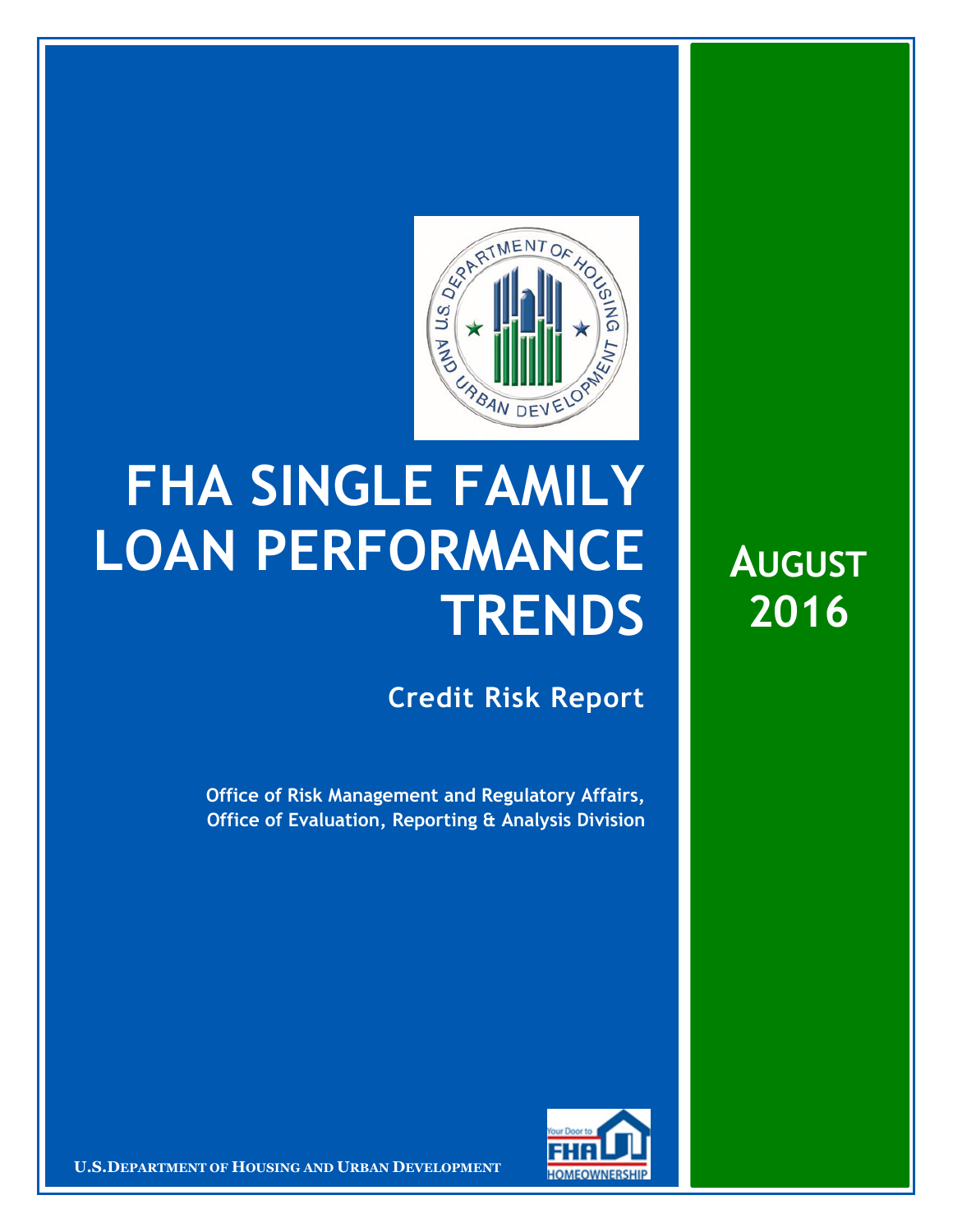# FHA SINGLE FAMILY LOAN PERFORMANCE TRENDS

## Credit Risk Report

**Office of Risk Management and Regulatory Affairs, Office of Evaluation, Reporting & Analysis Division**

**AUGUST 2016**

**U.S. DEPARTMENT OF HOUSING AND URBAN DEVELOPMENT**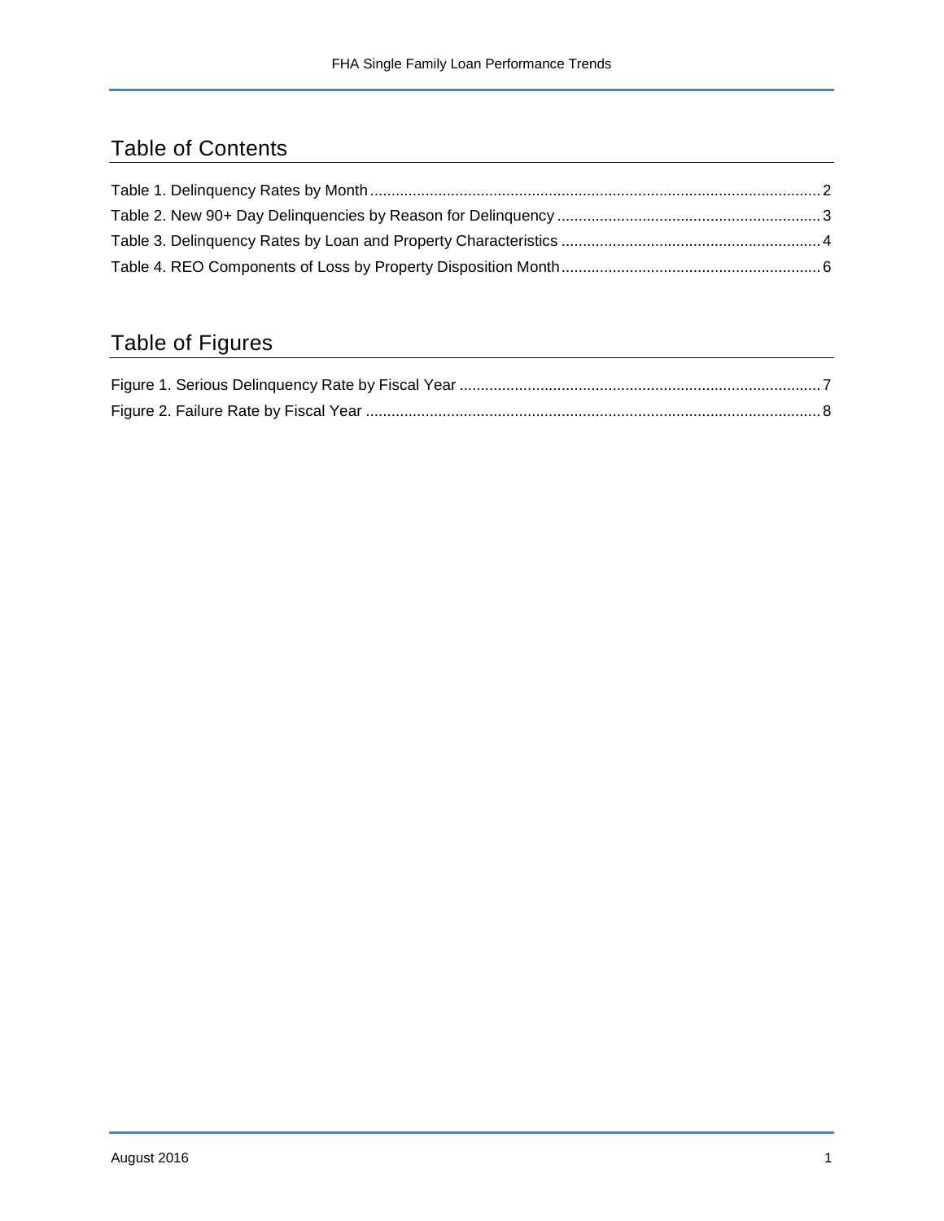## Table of Contents

Table 1. Delinquency Rates by Month .......... 2
Table 2. New 90+ Day Delinquencies by Reason for Delinquency .......... 3
Table 3. Delinquency Rates by Loan and Property Characteristics .......... 4
Table 4. REO Components of Loss by Property Disposition Month .......... 6

## Table of Figures

Figure 1. Serious Delinquency Rate by Fiscal Year .......... 7
Figure 2. Failure Rate by Fiscal Year .......... 8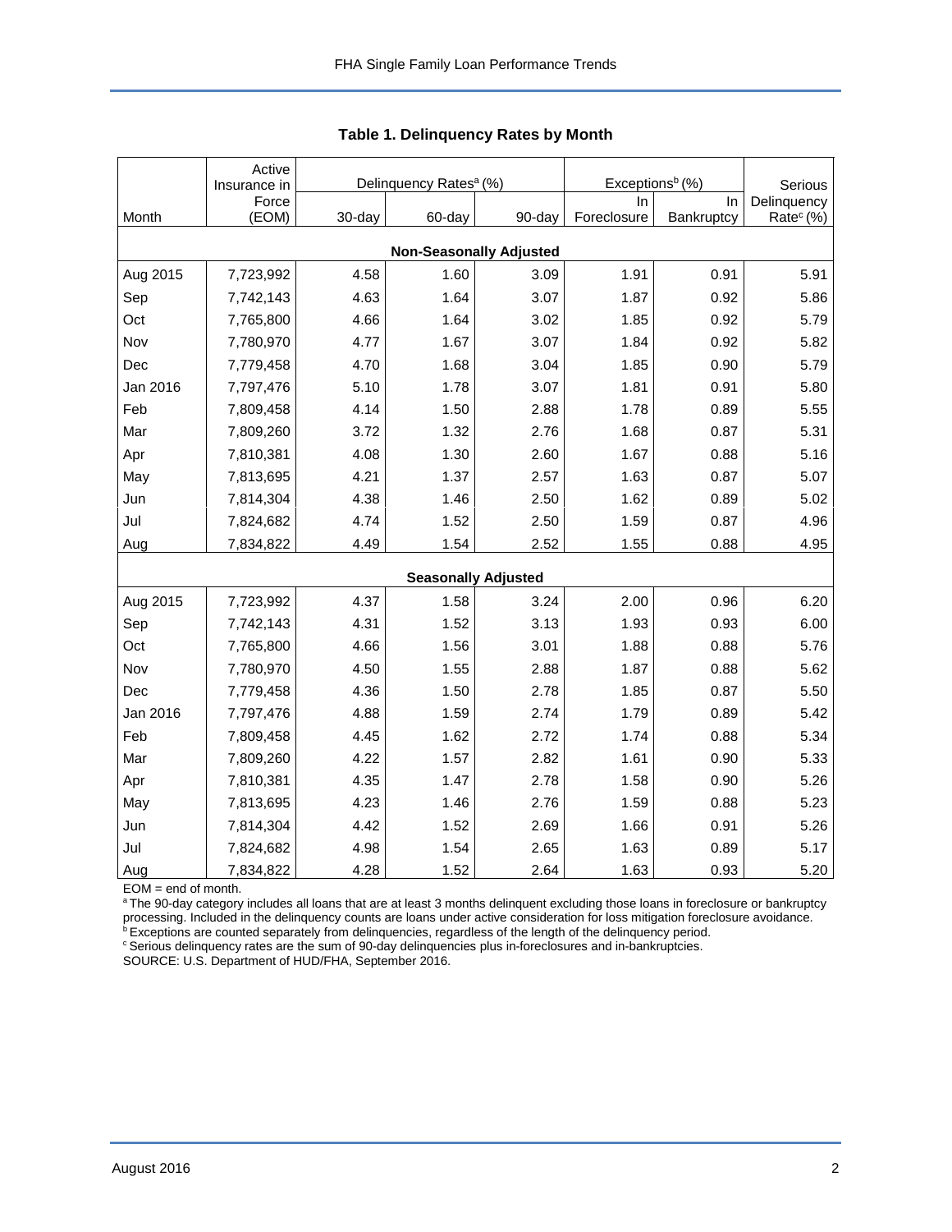## Table 1. Delinquency Rates by Month

| Month | Active Insurance in Force (EOM) | Delinquency Rates[a] (%) | | | Exceptions[b] (%) | | Serious Delinquency Rate[c] (%) |
|---|---|---|---|---|---|---|---|
| | | 30-day | 60-day | 90-day | In Foreclosure | In Bankruptcy | |
| **Non-Seasonally Adjusted** | | | | | | | |
| Aug 2015 | 7,723,992 | 4.58 | 1.60 | 3.09 | 1.91 | 0.91 | 5.91 |
| Sep | 7,742,143 | 4.63 | 1.64 | 3.07 | 1.87 | 0.92 | 5.86 |
| Oct | 7,765,800 | 4.66 | 1.64 | 3.02 | 1.85 | 0.92 | 5.79 |
| Nov | 7,780,970 | 4.77 | 1.67 | 3.07 | 1.84 | 0.92 | 5.82 |
| Dec | 7,779,458 | 4.70 | 1.68 | 3.04 | 1.85 | 0.90 | 5.79 |
| Jan 2016 | 7,797,476 | 5.10 | 1.78 | 3.07 | 1.81 | 0.91 | 5.80 |
| Feb | 7,809,458 | 4.14 | 1.50 | 2.88 | 1.78 | 0.89 | 5.55 |
| Mar | 7,809,260 | 3.72 | 1.32 | 2.76 | 1.68 | 0.87 | 5.31 |
| Apr | 7,810,381 | 4.08 | 1.30 | 2.60 | 1.67 | 0.88 | 5.16 |
| May | 7,813,695 | 4.21 | 1.37 | 2.57 | 1.63 | 0.87 | 5.07 |
| Jun | 7,814,304 | 4.38 | 1.46 | 2.50 | 1.62 | 0.89 | 5.02 |
| Jul | 7,824,682 | 4.74 | 1.52 | 2.50 | 1.59 | 0.87 | 4.96 |
| Aug | 7,834,822 | 4.49 | 1.54 | 2.52 | 1.55 | 0.88 | 4.95 |
| **Seasonally Adjusted** | | | | | | | |
| Aug 2015 | 7,723,992 | 4.37 | 1.58 | 3.24 | 2.00 | 0.96 | 6.20 |
| Sep | 7,742,143 | 4.31 | 1.52 | 3.13 | 1.93 | 0.93 | 6.00 |
| Oct | 7,765,800 | 4.66 | 1.56 | 3.01 | 1.88 | 0.88 | 5.76 |
| Nov | 7,780,970 | 4.50 | 1.55 | 2.88 | 1.87 | 0.88 | 5.62 |
| Dec | 7,779,458 | 4.36 | 1.50 | 2.78 | 1.85 | 0.87 | 5.50 |
| Jan 2016 | 7,797,476 | 4.88 | 1.59 | 2.74 | 1.79 | 0.89 | 5.42 |
| Feb | 7,809,458 | 4.45 | 1.62 | 2.72 | 1.74 | 0.88 | 5.34 |
| Mar | 7,809,260 | 4.22 | 1.57 | 2.82 | 1.61 | 0.90 | 5.33 |
| Apr | 7,810,381 | 4.35 | 1.47 | 2.78 | 1.58 | 0.90 | 5.26 |
| May | 7,813,695 | 4.23 | 1.46 | 2.76 | 1.59 | 0.88 | 5.23 |
| Jun | 7,814,304 | 4.42 | 1.52 | 2.69 | 1.66 | 0.91 | 5.26 |
| Jul | 7,824,682 | 4.98 | 1.54 | 2.65 | 1.63 | 0.89 | 5.17 |
| Aug | 7,834,822 | 4.28 | 1.52 | 2.64 | 1.63 | 0.93 | 5.20 |

EOM = end of month.

[a] The 90-day category includes all loans that are at least 3 months delinquent excluding those loans in foreclosure or bankruptcy processing. Included in the delinquency counts are loans under active consideration for loss mitigation foreclosure avoidance.

[b] Exceptions are counted separately from delinquencies, regardless of the length of the delinquency period.

[c] Serious delinquency rates are the sum of 90-day delinquencies plus in-foreclosures and in-bankruptcies.

SOURCE: U.S. Department of HUD/FHA, September 2016.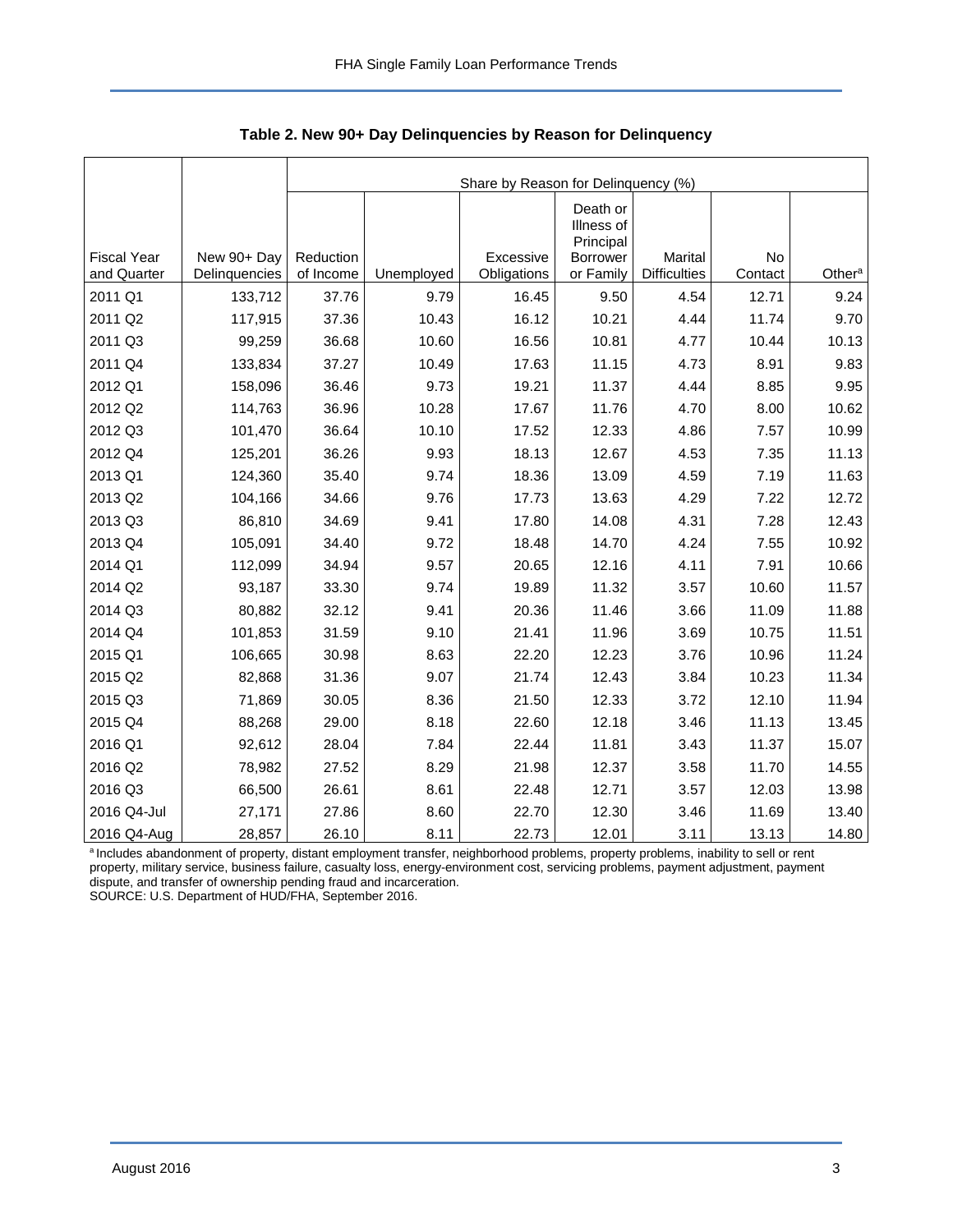**Table 2. New 90+ Day Delinquencies by Reason for Delinquency**

| | | Share by Reason for Delinquency (%) | | | | | | |
|---|---|---|---|---|---|---|---|---|
| Fiscal Year and Quarter | New 90+ Day Delinquencies | Reduction of Income | Unemployed | Excessive Obligations | Death or Illness of Principal Borrower or Family | Marital Difficulties | No Contact | Other[a] |
| 2011 Q1 | 133,712 | 37.76 | 9.79 | 16.45 | 9.50 | 4.54 | 12.71 | 9.24 |
| 2011 Q2 | 117,915 | 37.36 | 10.43 | 16.12 | 10.21 | 4.44 | 11.74 | 9.70 |
| 2011 Q3 | 99,259 | 36.68 | 10.60 | 16.56 | 10.81 | 4.77 | 10.44 | 10.13 |
| 2011 Q4 | 133,834 | 37.27 | 10.49 | 17.63 | 11.15 | 4.73 | 8.91 | 9.83 |
| 2012 Q1 | 158,096 | 36.46 | 9.73 | 19.21 | 11.37 | 4.44 | 8.85 | 9.95 |
| 2012 Q2 | 114,763 | 36.96 | 10.28 | 17.67 | 11.76 | 4.70 | 8.00 | 10.62 |
| 2012 Q3 | 101,470 | 36.64 | 10.10 | 17.52 | 12.33 | 4.86 | 7.57 | 10.99 |
| 2012 Q4 | 125,201 | 36.26 | 9.93 | 18.13 | 12.67 | 4.53 | 7.35 | 11.13 |
| 2013 Q1 | 124,360 | 35.40 | 9.74 | 18.36 | 13.09 | 4.59 | 7.19 | 11.63 |
| 2013 Q2 | 104,166 | 34.66 | 9.76 | 17.73 | 13.63 | 4.29 | 7.22 | 12.72 |
| 2013 Q3 | 86,810 | 34.69 | 9.41 | 17.80 | 14.08 | 4.31 | 7.28 | 12.43 |
| 2013 Q4 | 105,091 | 34.40 | 9.72 | 18.48 | 14.70 | 4.24 | 7.55 | 10.92 |
| 2014 Q1 | 112,099 | 34.94 | 9.57 | 20.65 | 12.16 | 4.11 | 7.91 | 10.66 |
| 2014 Q2 | 93,187 | 33.30 | 9.74 | 19.89 | 11.32 | 3.57 | 10.60 | 11.57 |
| 2014 Q3 | 80,882 | 32.12 | 9.41 | 20.36 | 11.46 | 3.66 | 11.09 | 11.88 |
| 2014 Q4 | 101,853 | 31.59 | 9.10 | 21.41 | 11.96 | 3.69 | 10.75 | 11.51 |
| 2015 Q1 | 106,665 | 30.98 | 8.63 | 22.20 | 12.23 | 3.76 | 10.96 | 11.24 |
| 2015 Q2 | 82,868 | 31.36 | 9.07 | 21.74 | 12.43 | 3.84 | 10.23 | 11.34 |
| 2015 Q3 | 71,869 | 30.05 | 8.36 | 21.50 | 12.33 | 3.72 | 12.10 | 11.94 |
| 2015 Q4 | 88,268 | 29.00 | 8.18 | 22.60 | 12.18 | 3.46 | 11.13 | 13.45 |
| 2016 Q1 | 92,612 | 28.04 | 7.84 | 22.44 | 11.81 | 3.43 | 11.37 | 15.07 |
| 2016 Q2 | 78,982 | 27.52 | 8.29 | 21.98 | 12.37 | 3.58 | 11.70 | 14.55 |
| 2016 Q3 | 66,500 | 26.61 | 8.61 | 22.48 | 12.71 | 3.57 | 12.03 | 13.98 |
| 2016 Q4-Jul | 27,171 | 27.86 | 8.60 | 22.70 | 12.30 | 3.46 | 11.69 | 13.40 |
| 2016 Q4-Aug | 28,857 | 26.10 | 8.11 | 22.73 | 12.01 | 3.11 | 13.13 | 14.80 |

[a] Includes abandonment of property, distant employment transfer, neighborhood problems, property problems, inability to sell or rent property, military service, business failure, casualty loss, energy-environment cost, servicing problems, payment adjustment, payment dispute, and transfer of ownership pending fraud and incarceration.

SOURCE: U.S. Department of HUD/FHA, September 2016.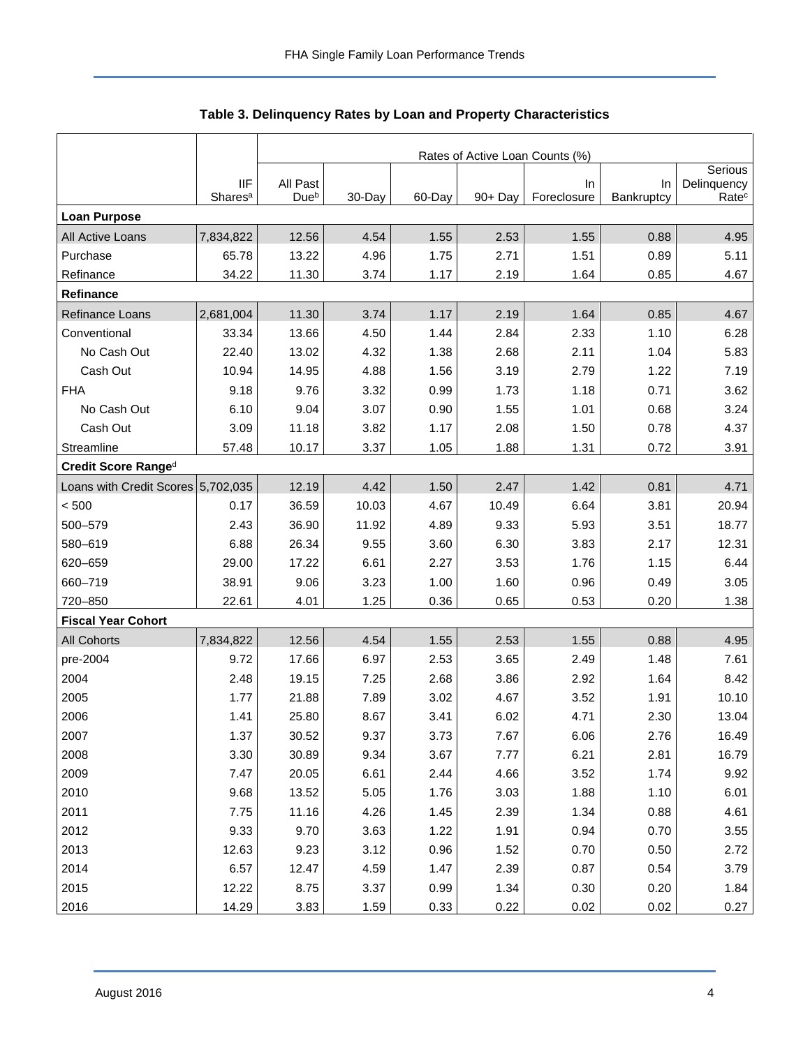**Table 3. Delinquency Rates by Loan and Property Characteristics**

| | IIF Shares[a] | Rates of Active Loan Counts (%) | | | | | | |
|---|---|---|---|---|---|---|---|---|
| | | All Past Due[b] | 30-Day | 60-Day | 90+ Day | In Foreclosure | In Bankruptcy | Serious Delinquency Rate[c] |
| **Loan Purpose** | | | | | | | | |
| All Active Loans | 7,834,822 | 12.56 | 4.54 | 1.55 | 2.53 | 1.55 | 0.88 | 4.95 |
| Purchase | 65.78 | 13.22 | 4.96 | 1.75 | 2.71 | 1.51 | 0.89 | 5.11 |
| Refinance | 34.22 | 11.30 | 3.74 | 1.17 | 2.19 | 1.64 | 0.85 | 4.67 |
| **Refinance** | | | | | | | | |
| Refinance Loans | 2,681,004 | 11.30 | 3.74 | 1.17 | 2.19 | 1.64 | 0.85 | 4.67 |
| Conventional | 33.34 | 13.66 | 4.50 | 1.44 | 2.84 | 2.33 | 1.10 | 6.28 |
| No Cash Out | 22.40 | 13.02 | 4.32 | 1.38 | 2.68 | 2.11 | 1.04 | 5.83 |
| Cash Out | 10.94 | 14.95 | 4.88 | 1.56 | 3.19 | 2.79 | 1.22 | 7.19 |
| FHA | 9.18 | 9.76 | 3.32 | 0.99 | 1.73 | 1.18 | 0.71 | 3.62 |
| No Cash Out | 6.10 | 9.04 | 3.07 | 0.90 | 1.55 | 1.01 | 0.68 | 3.24 |
| Cash Out | 3.09 | 11.18 | 3.82 | 1.17 | 2.08 | 1.50 | 0.78 | 4.37 |
| Streamline | 57.48 | 10.17 | 3.37 | 1.05 | 1.88 | 1.31 | 0.72 | 3.91 |
| **Credit Score Range[d]** | | | | | | | | |
| Loans with Credit Scores | 5,702,035 | 12.19 | 4.42 | 1.50 | 2.47 | 1.42 | 0.81 | 4.71 |
| < 500 | 0.17 | 36.59 | 10.03 | 4.67 | 10.49 | 6.64 | 3.81 | 20.94 |
| 500–579 | 2.43 | 36.90 | 11.92 | 4.89 | 9.33 | 5.93 | 3.51 | 18.77 |
| 580–619 | 6.88 | 26.34 | 9.55 | 3.60 | 6.30 | 3.83 | 2.17 | 12.31 |
| 620–659 | 29.00 | 17.22 | 6.61 | 2.27 | 3.53 | 1.76 | 1.15 | 6.44 |
| 660–719 | 38.91 | 9.06 | 3.23 | 1.00 | 1.60 | 0.96 | 0.49 | 3.05 |
| 720–850 | 22.61 | 4.01 | 1.25 | 0.36 | 0.65 | 0.53 | 0.20 | 1.38 |
| **Fiscal Year Cohort** | | | | | | | | |
| All Cohorts | 7,834,822 | 12.56 | 4.54 | 1.55 | 2.53 | 1.55 | 0.88 | 4.95 |
| pre-2004 | 9.72 | 17.66 | 6.97 | 2.53 | 3.65 | 2.49 | 1.48 | 7.61 |
| 2004 | 2.48 | 19.15 | 7.25 | 2.68 | 3.86 | 2.92 | 1.64 | 8.42 |
| 2005 | 1.77 | 21.88 | 7.89 | 3.02 | 4.67 | 3.52 | 1.91 | 10.10 |
| 2006 | 1.41 | 25.80 | 8.67 | 3.41 | 6.02 | 4.71 | 2.30 | 13.04 |
| 2007 | 1.37 | 30.52 | 9.37 | 3.73 | 7.67 | 6.06 | 2.76 | 16.49 |
| 2008 | 3.30 | 30.89 | 9.34 | 3.67 | 7.77 | 6.21 | 2.81 | 16.79 |
| 2009 | 7.47 | 20.05 | 6.61 | 2.44 | 4.66 | 3.52 | 1.74 | 9.92 |
| 2010 | 9.68 | 13.52 | 5.05 | 1.76 | 3.03 | 1.88 | 1.10 | 6.01 |
| 2011 | 7.75 | 11.16 | 4.26 | 1.45 | 2.39 | 1.34 | 0.88 | 4.61 |
| 2012 | 9.33 | 9.70 | 3.63 | 1.22 | 1.91 | 0.94 | 0.70 | 3.55 |
| 2013 | 12.63 | 9.23 | 3.12 | 0.96 | 1.52 | 0.70 | 0.50 | 2.72 |
| 2014 | 6.57 | 12.47 | 4.59 | 1.47 | 2.39 | 0.87 | 0.54 | 3.79 |
| 2015 | 12.22 | 8.75 | 3.37 | 0.99 | 1.34 | 0.30 | 0.20 | 1.84 |
| 2016 | 14.29 | 3.83 | 1.59 | 0.33 | 0.22 | 0.02 | 0.02 | 0.27 |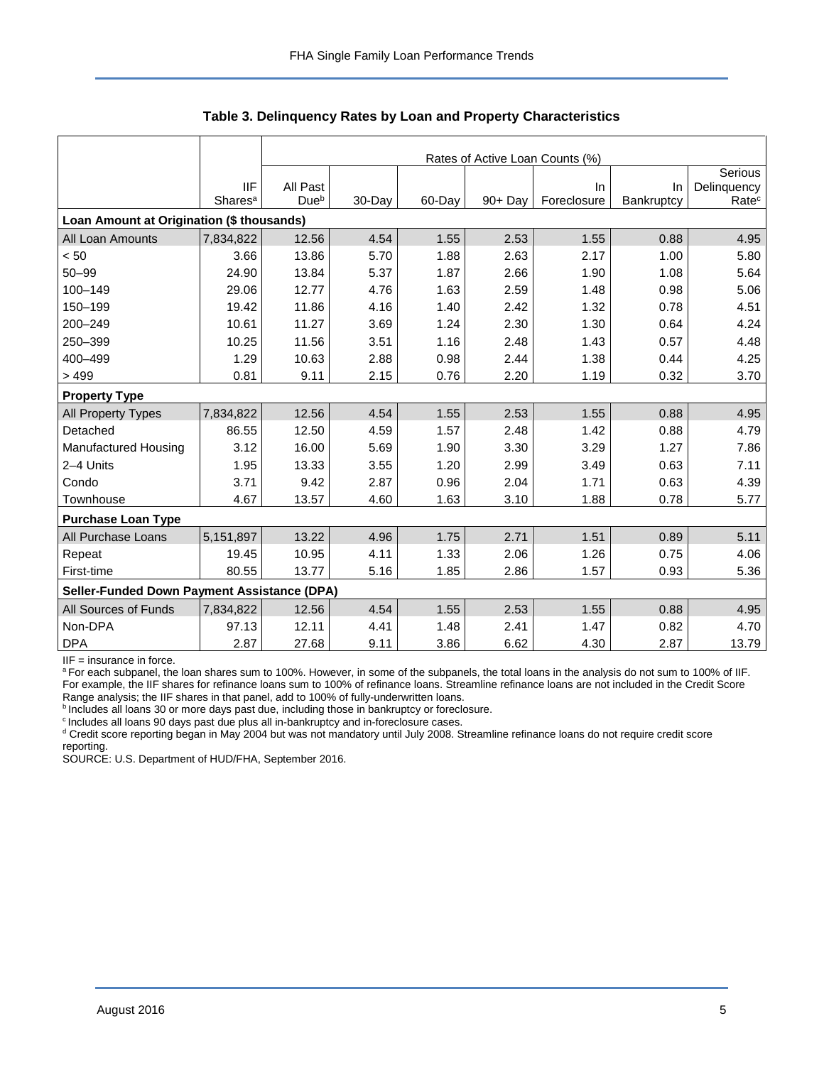**Table 3. Delinquency Rates by Loan and Property Characteristics**

| | IIF Shares[a] | Rates of Active Loan Counts (%) | | | | | | |
|---|---|---|---|---|---|---|---|---|
| | | All Past Due[b] | 30-Day | 60-Day | 90+ Day | In Foreclosure | In Bankruptcy | Serious Delinquency Rate[c] |
| **Loan Amount at Origination ($ thousands)** | | | | | | | | |
| All Loan Amounts | 7,834,822 | 12.56 | 4.54 | 1.55 | 2.53 | 1.55 | 0.88 | 4.95 |
| < 50 | 3.66 | 13.86 | 5.70 | 1.88 | 2.63 | 2.17 | 1.00 | 5.80 |
| 50–99 | 24.90 | 13.84 | 5.37 | 1.87 | 2.66 | 1.90 | 1.08 | 5.64 |
| 100–149 | 29.06 | 12.77 | 4.76 | 1.63 | 2.59 | 1.48 | 0.98 | 5.06 |
| 150–199 | 19.42 | 11.86 | 4.16 | 1.40 | 2.42 | 1.32 | 0.78 | 4.51 |
| 200–249 | 10.61 | 11.27 | 3.69 | 1.24 | 2.30 | 1.30 | 0.64 | 4.24 |
| 250–399 | 10.25 | 11.56 | 3.51 | 1.16 | 2.48 | 1.43 | 0.57 | 4.48 |
| 400–499 | 1.29 | 10.63 | 2.88 | 0.98 | 2.44 | 1.38 | 0.44 | 4.25 |
| > 499 | 0.81 | 9.11 | 2.15 | 0.76 | 2.20 | 1.19 | 0.32 | 3.70 |
| **Property Type** | | | | | | | | |
| All Property Types | 7,834,822 | 12.56 | 4.54 | 1.55 | 2.53 | 1.55 | 0.88 | 4.95 |
| Detached | 86.55 | 12.50 | 4.59 | 1.57 | 2.48 | 1.42 | 0.88 | 4.79 |
| Manufactured Housing | 3.12 | 16.00 | 5.69 | 1.90 | 3.30 | 3.29 | 1.27 | 7.86 |
| 2–4 Units | 1.95 | 13.33 | 3.55 | 1.20 | 2.99 | 3.49 | 0.63 | 7.11 |
| Condo | 3.71 | 9.42 | 2.87 | 0.96 | 2.04 | 1.71 | 0.63 | 4.39 |
| Townhouse | 4.67 | 13.57 | 4.60 | 1.63 | 3.10 | 1.88 | 0.78 | 5.77 |
| **Purchase Loan Type** | | | | | | | | |
| All Purchase Loans | 5,151,897 | 13.22 | 4.96 | 1.75 | 2.71 | 1.51 | 0.89 | 5.11 |
| Repeat | 19.45 | 10.95 | 4.11 | 1.33 | 2.06 | 1.26 | 0.75 | 4.06 |
| First-time | 80.55 | 13.77 | 5.16 | 1.85 | 2.86 | 1.57 | 0.93 | 5.36 |
| **Seller-Funded Down Payment Assistance (DPA)** | | | | | | | | |
| All Sources of Funds | 7,834,822 | 12.56 | 4.54 | 1.55 | 2.53 | 1.55 | 0.88 | 4.95 |
| Non-DPA | 97.13 | 12.11 | 4.41 | 1.48 | 2.41 | 1.47 | 0.82 | 4.70 |
| DPA | 2.87 | 27.68 | 9.11 | 3.86 | 6.62 | 4.30 | 2.87 | 13.79 |

IIF = insurance in force.

[a] For each subpanel, the loan shares sum to 100%. However, in some of the subpanels, the total loans in the analysis do not sum to 100% of IIF. For example, the IIF shares for refinance loans sum to 100% of refinance loans. Streamline refinance loans are not included in the Credit Score Range analysis; the IIF shares in that panel, add to 100% of fully-underwritten loans.

[b] Includes all loans 30 or more days past due, including those in bankruptcy or foreclosure.

[c] Includes all loans 90 days past due plus all in-bankruptcy and in-foreclosure cases.

[d] Credit score reporting began in May 2004 but was not mandatory until July 2008. Streamline refinance loans do not require credit score reporting.

SOURCE: U.S. Department of HUD/FHA, September 2016.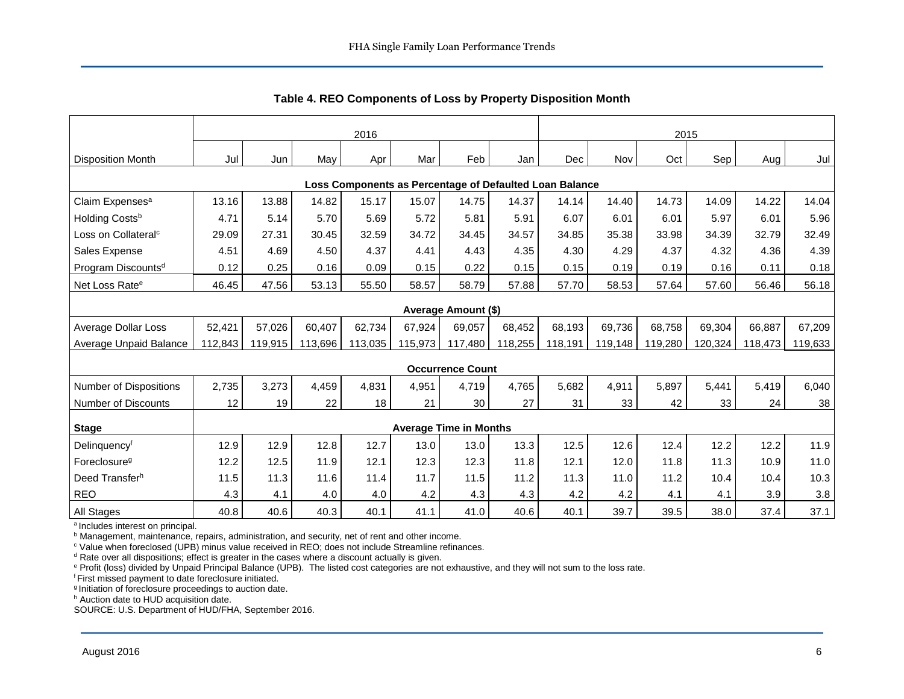**Table 4. REO Components of Loss by Property Disposition Month**

| | 2016 | | | | | | | 2015 | | | | | |
|---|---|---|---|---|---|---|---|---|---|---|---|---|---|
| Disposition Month | Jul | Jun | May | Apr | Mar | Feb | Jan | Dec | Nov | Oct | Sep | Aug | Jul |
| **Loss Components as Percentage of Defaulted Loan Balance** | | | | | | | | | | | | | |
| Claim Expenses[a] | 13.16 | 13.88 | 14.82 | 15.17 | 15.07 | 14.75 | 14.37 | 14.14 | 14.40 | 14.73 | 14.09 | 14.22 | 14.04 |
| Holding Costs[b] | 4.71 | 5.14 | 5.70 | 5.69 | 5.72 | 5.81 | 5.91 | 6.07 | 6.01 | 6.01 | 5.97 | 6.01 | 5.96 |
| Loss on Collateral[c] | 29.09 | 27.31 | 30.45 | 32.59 | 34.72 | 34.45 | 34.57 | 34.85 | 35.38 | 33.98 | 34.39 | 32.79 | 32.49 |
| Sales Expense | 4.51 | 4.69 | 4.50 | 4.37 | 4.41 | 4.43 | 4.35 | 4.30 | 4.29 | 4.37 | 4.32 | 4.36 | 4.39 |
| Program Discounts[d] | 0.12 | 0.25 | 0.16 | 0.09 | 0.15 | 0.22 | 0.15 | 0.15 | 0.19 | 0.19 | 0.16 | 0.11 | 0.18 |
| Net Loss Rate[e] | 46.45 | 47.56 | 53.13 | 55.50 | 58.57 | 58.79 | 57.88 | 57.70 | 58.53 | 57.64 | 57.60 | 56.46 | 56.18 |
| **Average Amount ($)** | | | | | | | | | | | | | |
| Average Dollar Loss | 52,421 | 57,026 | 60,407 | 62,734 | 67,924 | 69,057 | 68,452 | 68,193 | 69,736 | 68,758 | 69,304 | 66,887 | 67,209 |
| Average Unpaid Balance | 112,843 | 119,915 | 113,696 | 113,035 | 115,973 | 117,480 | 118,255 | 118,191 | 119,148 | 119,280 | 120,324 | 118,473 | 119,633 |
| **Occurrence Count** | | | | | | | | | | | | | |
| Number of Dispositions | 2,735 | 3,273 | 4,459 | 4,831 | 4,951 | 4,719 | 4,765 | 5,682 | 4,911 | 5,897 | 5,441 | 5,419 | 6,040 |
| Number of Discounts | 12 | 19 | 22 | 18 | 21 | 30 | 27 | 31 | 33 | 42 | 33 | 24 | 38 |
| **Stage** | **Average Time in Months** | | | | | | | | | | | | |
| Delinquency[f] | 12.9 | 12.9 | 12.8 | 12.7 | 13.0 | 13.0 | 13.3 | 12.5 | 12.6 | 12.4 | 12.2 | 12.2 | 11.9 |
| Foreclosure[g] | 12.2 | 12.5 | 11.9 | 12.1 | 12.3 | 12.3 | 11.8 | 12.1 | 12.0 | 11.8 | 11.3 | 10.9 | 11.0 |
| Deed Transfer[h] | 11.5 | 11.3 | 11.6 | 11.4 | 11.7 | 11.5 | 11.2 | 11.3 | 11.0 | 11.2 | 10.4 | 10.4 | 10.3 |
| REO | 4.3 | 4.1 | 4.0 | 4.0 | 4.2 | 4.3 | 4.3 | 4.2 | 4.2 | 4.1 | 4.1 | 3.9 | 3.8 |
| All Stages | 40.8 | 40.6 | 40.3 | 40.1 | 41.1 | 41.0 | 40.6 | 40.1 | 39.7 | 39.5 | 38.0 | 37.4 | 37.1 |

[a] Includes interest on principal.
[b] Management, maintenance, repairs, administration, and security, net of rent and other income.
[c] Value when foreclosed (UPB) minus value received in REO; does not include Streamline refinances.
[d] Rate over all dispositions; effect is greater in the cases where a discount actually is given.
[e] Profit (loss) divided by Unpaid Principal Balance (UPB). The listed cost categories are not exhaustive, and they will not sum to the loss rate.
[f] First missed payment to date foreclosure initiated.
[g] Initiation of foreclosure proceedings to auction date.
[h] Auction date to HUD acquisition date.
SOURCE: U.S. Department of HUD/FHA, September 2016.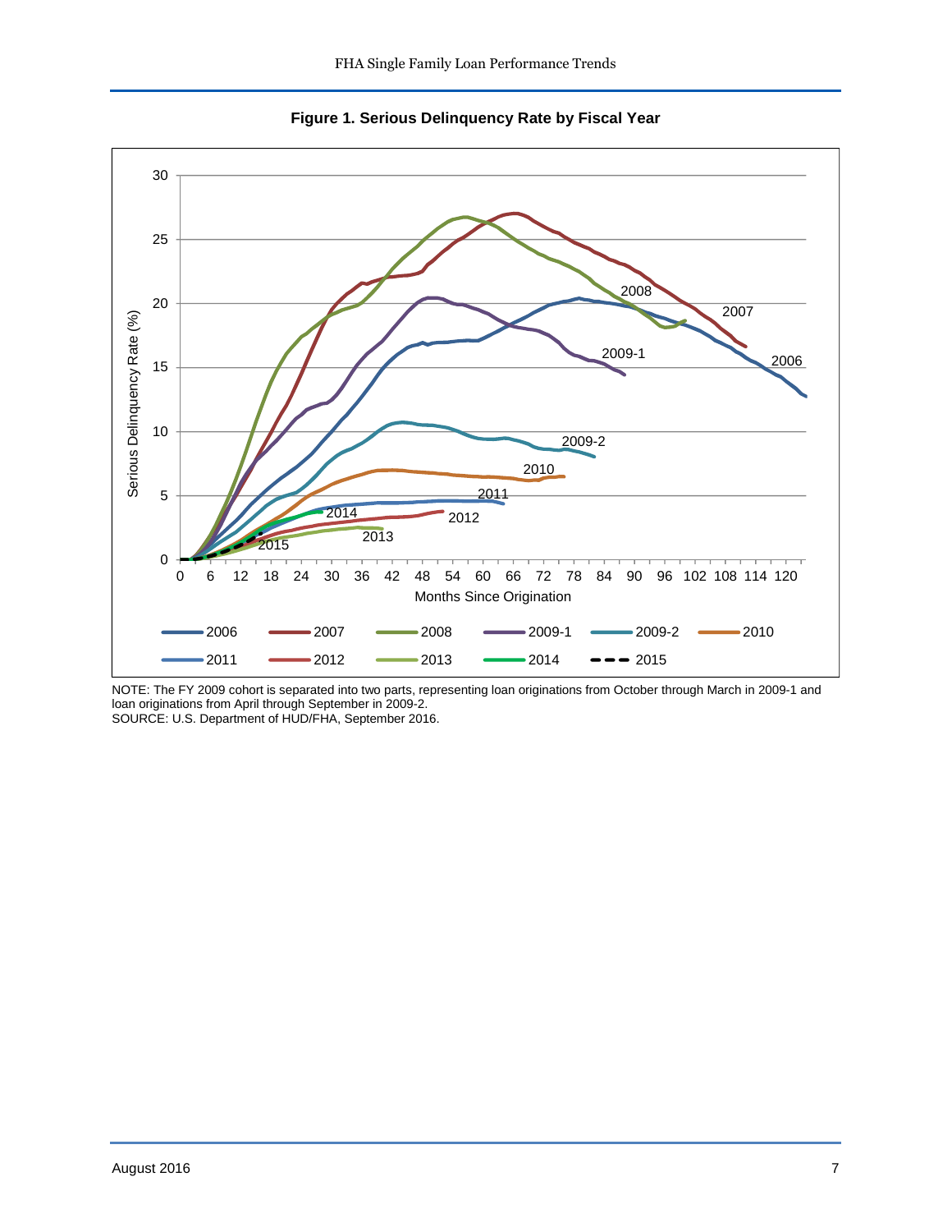**Figure 1. Serious Delinquency Rate by Fiscal Year**

NOTE: The FY 2009 cohort is separated into two parts, representing loan originations from October through March in 2009-1 and loan originations from April through September in 2009-2.
SOURCE: U.S. Department of HUD/FHA, September 2016.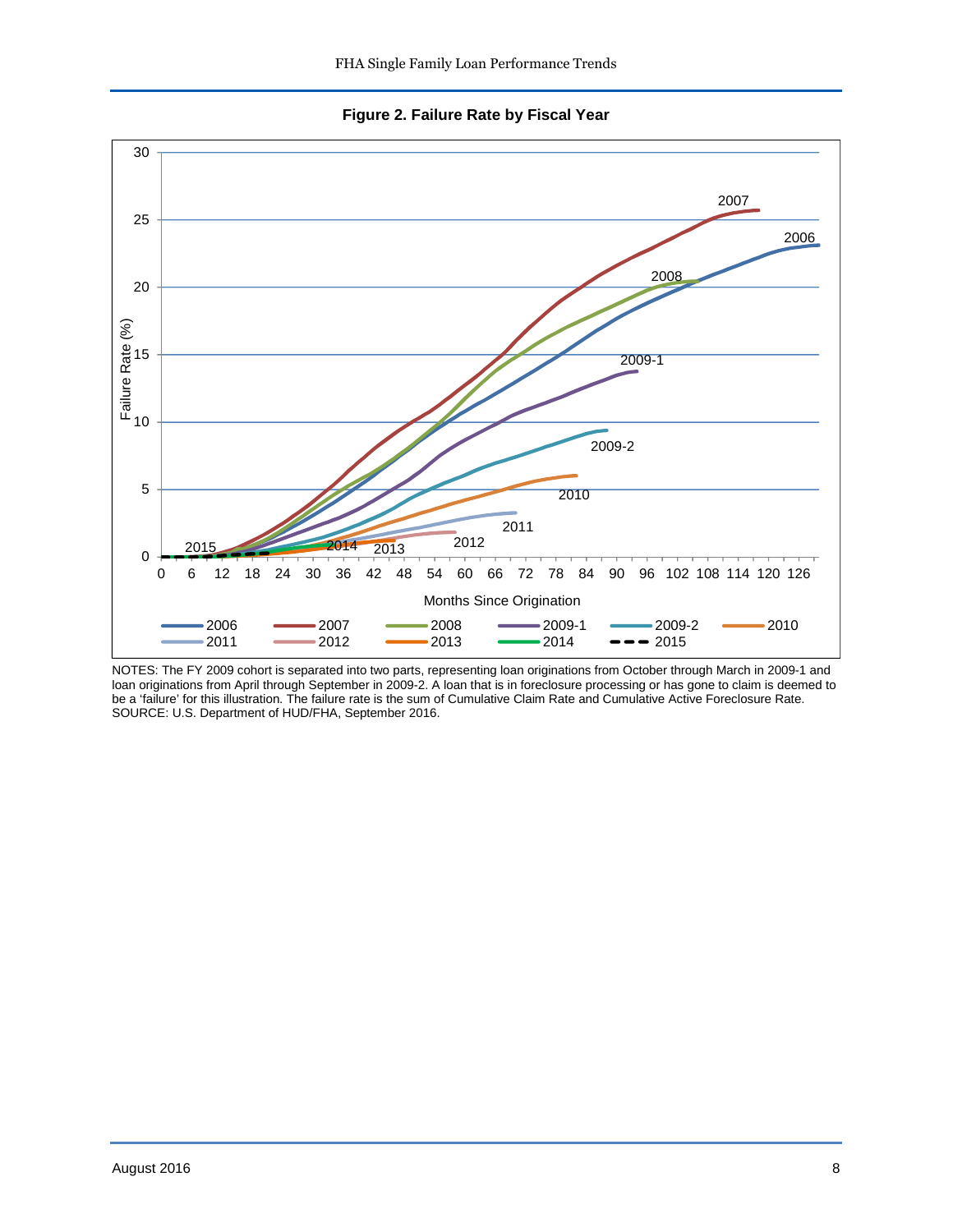**Figure 2. Failure Rate by Fiscal Year**

Failure Rate (%)

30
25
20
15
10
5
0

0 6 12 18 24 30 36 42 48 54 60 66 72 78 84 90 96 102 108 114 120 126

Months Since Origination

2007
2006
2008
2009-1
2009-2
2010
2011
2012
2013
2014
2015

2006 2007 2008 2009-1 2009-2 2010
2011 2012 2013 2014 2015

NOTES: The FY 2009 cohort is separated into two parts, representing loan originations from October through March in 2009-1 and loan originations from April through September in 2009-2. A loan that is in foreclosure processing or has gone to claim is deemed to be a 'failure' for this illustration. The failure rate is the sum of Cumulative Claim Rate and Cumulative Active Foreclosure Rate.
SOURCE: U.S. Department of HUD/FHA, September 2016.